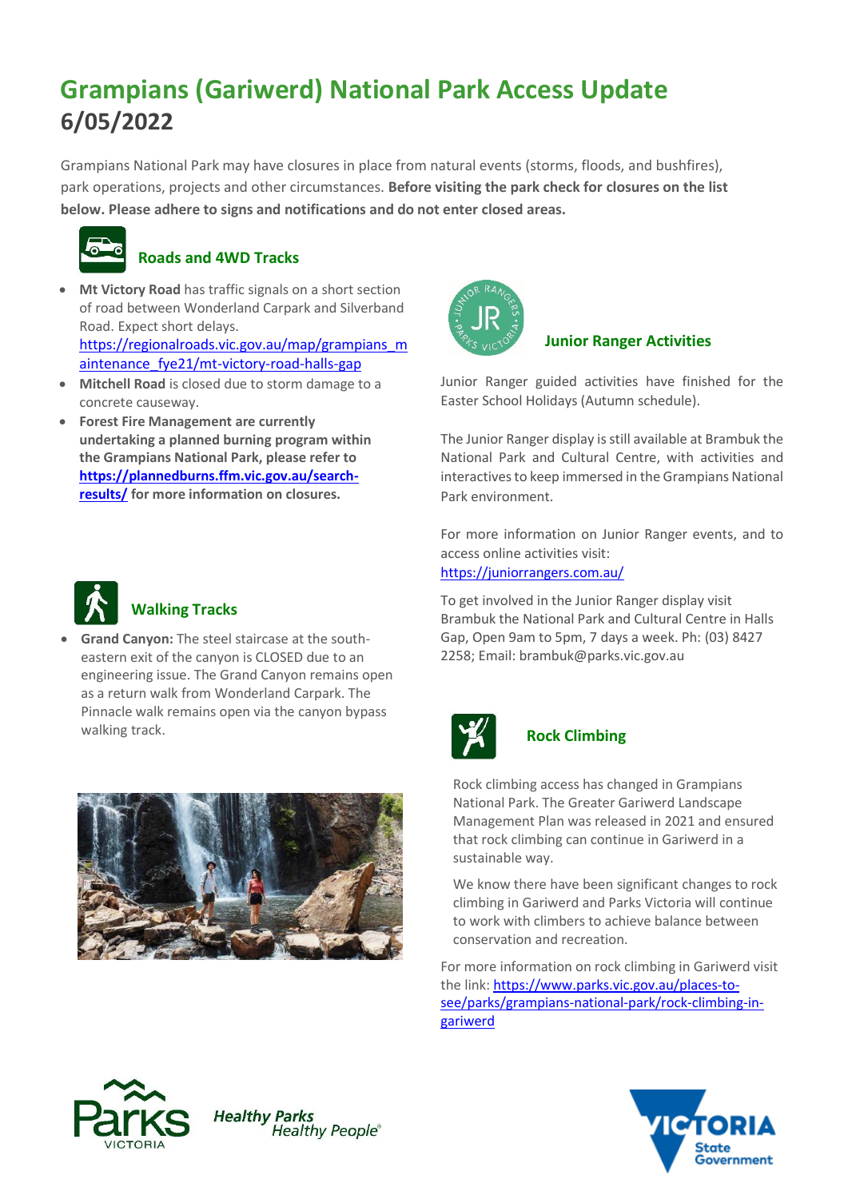# Grampians (Gariwerd) National Park Access Update 6/05/2022

Grampians National Park may have closures in place from natural events (storms, floods, and bushfires), park operations, projects and other circumstances. **Before visiting the park check for closures on the list below. Please adhere to signs and notifications and do not enter closed areas.**

## Roads and 4WD Tracks

- **Mt Victory Road** has traffic signals on a short section of road between Wonderland Carpark and Silverband Road. Expect short delays. https://regionalroads.vic.gov.au/map/grampians_maintenance_fye21/mt-victory-road-halls-gap
- **Mitchell Road** is closed due to storm damage to a concrete causeway.
- **Forest Fire Management are currently undertaking a planned burning program within the Grampians National Park, please refer to https://plannedburns.ffm.vic.gov.au/search-results/ for more information on closures.**

## Walking Tracks

- **Grand Canyon:** The steel staircase at the south-eastern exit of the canyon is CLOSED due to an engineering issue. The Grand Canyon remains open as a return walk from Wonderland Carpark. The Pinnacle walk remains open via the canyon bypass walking track.

## Junior Ranger Activities

Junior Ranger guided activities have finished for the Easter School Holidays (Autumn schedule).

The Junior Ranger display is still available at Brambuk the National Park and Cultural Centre, with activities and interactives to keep immersed in the Grampians National Park environment.

For more information on Junior Ranger events, and to access online activities visit: https://juniorrangers.com.au/

To get involved in the Junior Ranger display visit Brambuk the National Park and Cultural Centre in Halls Gap, Open 9am to 5pm, 7 days a week. Ph: (03) 8427 2258; Email: brambuk@parks.vic.gov.au

## Rock Climbing

Rock climbing access has changed in Grampians National Park. The Greater Gariwerd Landscape Management Plan was released in 2021 and ensured that rock climbing can continue in Gariwerd in a sustainable way.

We know there have been significant changes to rock climbing in Gariwerd and Parks Victoria will continue to work with climbers to achieve balance between conservation and recreation.

For more information on rock climbing in Gariwerd visit the link: https://www.parks.vic.gov.au/places-to-see/parks/grampians-national-park/rock-climbing-in-gariwerd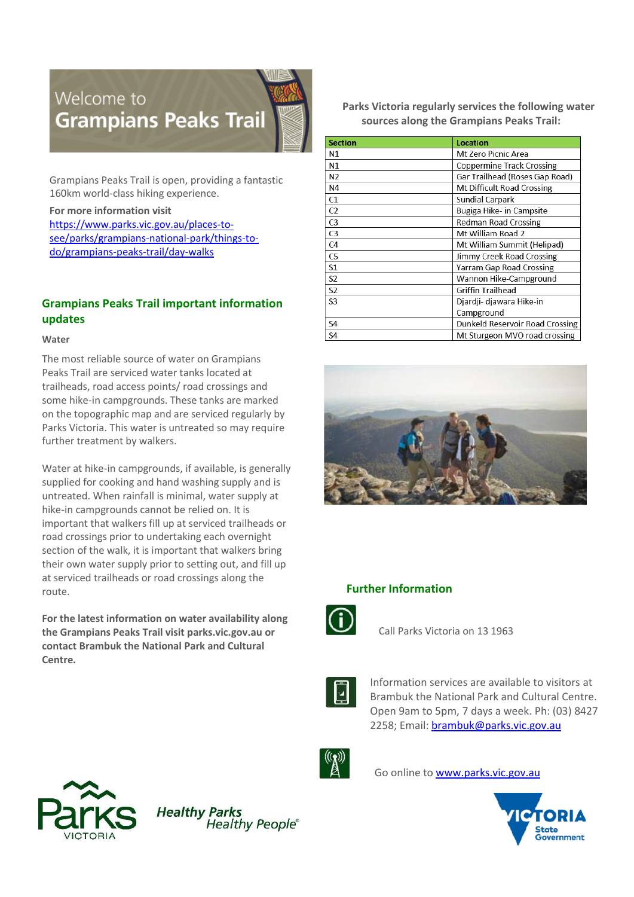# Welcome to Grampians Peaks Trail

Grampians Peaks Trail is open, providing a fantastic 160km world-class hiking experience.

**For more information visit**
https://www.parks.vic.gov.au/places-to-see/parks/grampians-national-park/things-to-do/grampians-peaks-trail/day-walks

## Grampians Peaks Trail important information updates

### Water

The most reliable source of water on Grampians Peaks Trail are serviced water tanks located at trailheads, road access points/ road crossings and some hike-in campgrounds. These tanks are marked on the topographic map and are serviced regularly by Parks Victoria. This water is untreated so may require further treatment by walkers.

Water at hike-in campgrounds, if available, is generally supplied for cooking and hand washing supply and is untreated. When rainfall is minimal, water supply at hike-in campgrounds cannot be relied on. It is important that walkers fill up at serviced trailheads or road crossings prior to undertaking each overnight section of the walk, it is important that walkers bring their own water supply prior to setting out, and fill up at serviced trailheads or road crossings along the route.

**For the latest information on water availability along the Grampians Peaks Trail visit parks.vic.gov.au or contact Brambuk the National Park and Cultural Centre.**

**Parks Victoria regularly services the following water sources along the Grampians Peaks Trail:**

| Section | Location |
|---|---|
| N1 | Mt Zero Picnic Area |
| N1 | Coppermine Track Crossing |
| N2 | Gar Trailhead (Roses Gap Road) |
| N4 | Mt Difficult Road Crossing |
| C1 | Sundial Carpark |
| C2 | Bugiga Hike- in Campsite |
| C3 | Redman Road Crossing |
| C3 | Mt William Road 2 |
| C4 | Mt William Summit (Helipad) |
| C5 | Jimmy Creek Road Crossing |
| S1 | Yarram Gap Road Crossing |
| S2 | Wannon Hike-Campground |
| S2 | Griffin Trailhead |
| S3 | Djardji- djawara Hike-in Campground |
| S4 | Dunkeld Reservoir Road Crossing |
| S4 | Mt Sturgeon MVO road crossing |

## Further Information

Call Parks Victoria on 13 1963

Information services are available to visitors at Brambuk the National Park and Cultural Centre. Open 9am to 5pm, 7 days a week. Ph: (03) 8427 2258; Email: brambuk@parks.vic.gov.au

Go online to www.parks.vic.gov.au

Parks Victoria — Healthy Parks Healthy People®

Victoria State Government